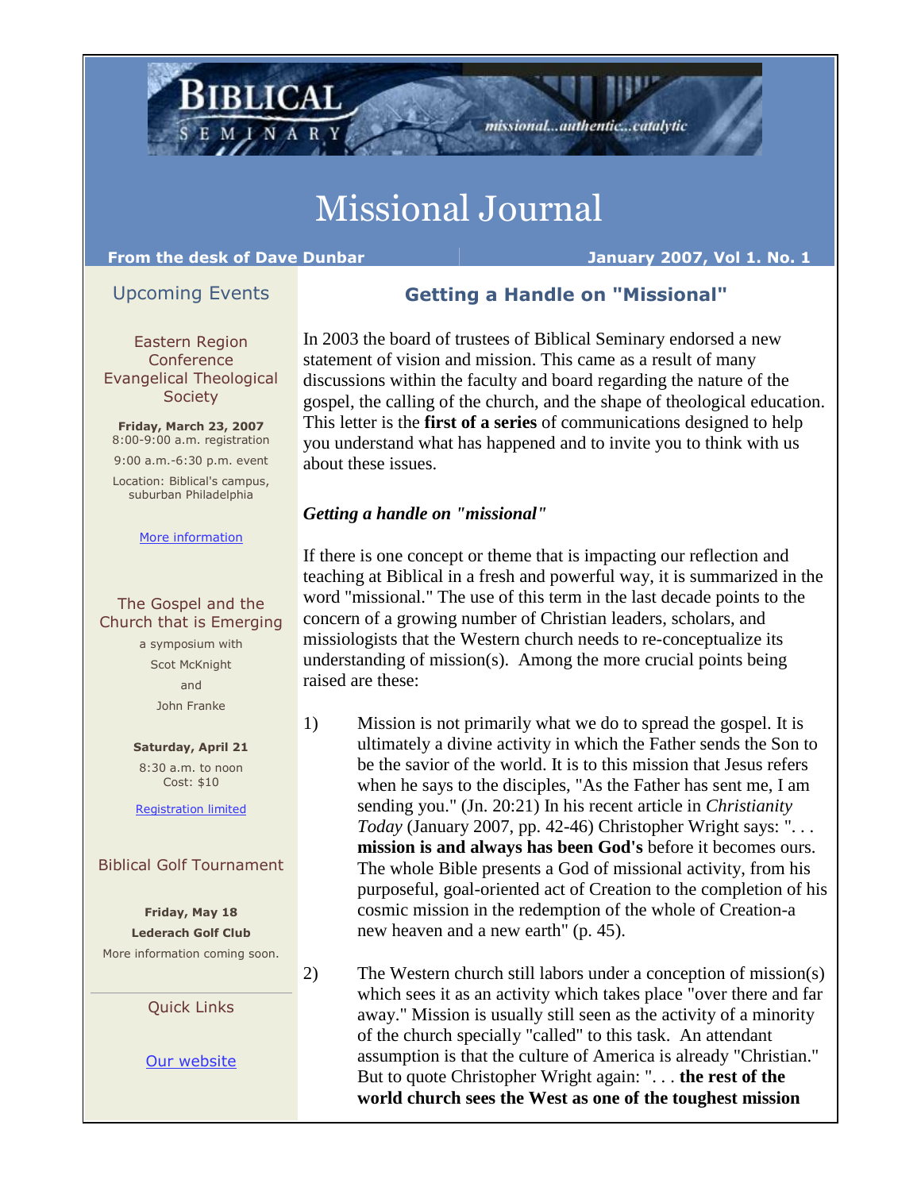BIBLICAL SEMINARY

missional...authentic...catalytic

# Missional Journal

**From the desk of Dave Dunbar** | **January 2007, Vol 1. No. 1**

## Upcoming Events

### Eastern Region Conference Evangelical Theological Society

**Friday, March 23, 2007**
8:00-9:00 a.m. registration
9:00 a.m.-6:30 p.m. event
Location: Biblical's campus, suburban Philadelphia

More information

### The Gospel and the Church that is Emerging

a symposium with
Scot McKnight
and
John Franke

**Saturday, April 21**
8:30 a.m. to noon
Cost: $10

Registration limited

### Biblical Golf Tournament

**Friday, May 18**
**Lederach Golf Club**
More information coming soon.

### Quick Links

Our website

## Getting a Handle on "Missional"

In 2003 the board of trustees of Biblical Seminary endorsed a new statement of vision and mission. This came as a result of many discussions within the faculty and board regarding the nature of the gospel, the calling of the church, and the shape of theological education. This letter is the **first of a series** of communications designed to help you understand what has happened and to invite you to think with us about these issues.

***Getting a handle on "missional"***

If there is one concept or theme that is impacting our reflection and teaching at Biblical in a fresh and powerful way, it is summarized in the word "missional." The use of this term in the last decade points to the concern of a growing number of Christian leaders, scholars, and missiologists that the Western church needs to re-conceptualize its understanding of mission(s). Among the more crucial points being raised are these:

1) Mission is not primarily what we do to spread the gospel. It is ultimately a divine activity in which the Father sends the Son to be the savior of the world. It is to this mission that Jesus refers when he says to the disciples, "As the Father has sent me, I am sending you." (Jn. 20:21) In his recent article in *Christianity Today* (January 2007, pp. 42-46) Christopher Wright says: ". . . **mission is and always has been God's** before it becomes ours. The whole Bible presents a God of missional activity, from his purposeful, goal-oriented act of Creation to the completion of his cosmic mission in the redemption of the whole of Creation-a new heaven and a new earth" (p. 45).

2) The Western church still labors under a conception of mission(s) which sees it as an activity which takes place "over there and far away." Mission is usually still seen as the activity of a minority of the church specially "called" to this task. An attendant assumption is that the culture of America is already "Christian." But to quote Christopher Wright again: ". . . **the rest of the world church sees the West as one of the toughest mission**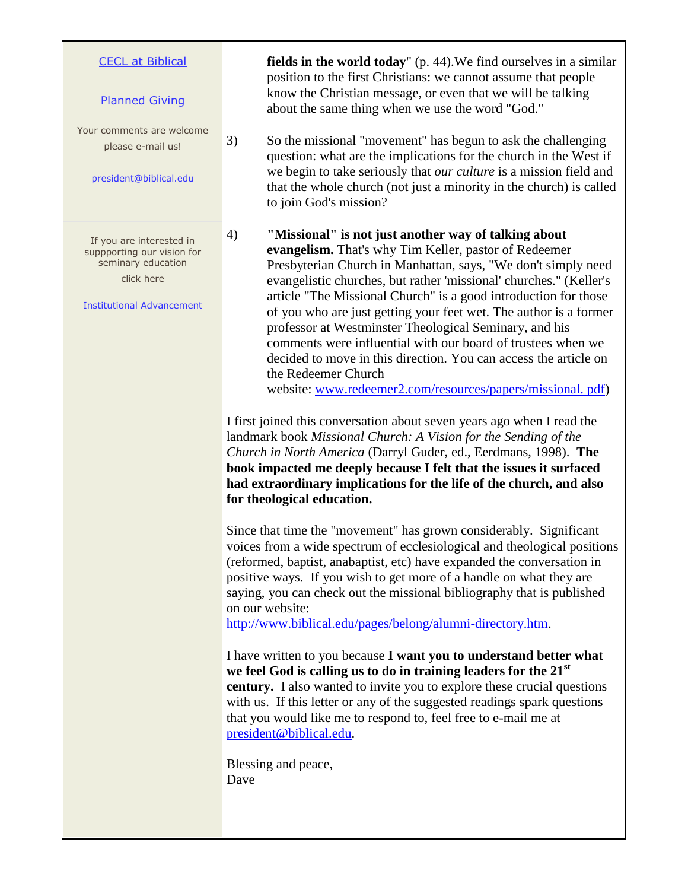[CECL at Biblical](#)

[Planned Giving](#)

Your comments are welcome please e-mail us!

[president@biblical.edu](mailto:president@biblical.edu)

If you are interested in suppporting our vision for seminary education click here

[Institutional Advancement](#)

**fields in the world today**" (p. 44).We find ourselves in a similar position to the first Christians: we cannot assume that people know the Christian message, or even that we will be talking about the same thing when we use the word "God."

3) So the missional "movement" has begun to ask the challenging question: what are the implications for the church in the West if we begin to take seriously that *our culture* is a mission field and that the whole church (not just a minority in the church) is called to join God's mission?

4) **"Missional" is not just another way of talking about evangelism.** That's why Tim Keller, pastor of Redeemer Presbyterian Church in Manhattan, says, "We don't simply need evangelistic churches, but rather 'missional' churches." (Keller's article "The Missional Church" is a good introduction for those of you who are just getting your feet wet. The author is a former professor at Westminster Theological Seminary, and his comments were influential with our board of trustees when we decided to move in this direction. You can access the article on the Redeemer Church website: [www.redeemer2.com/resources/papers/missional. pdf](www.redeemer2.com/resources/papers/missional.pdf))

I first joined this conversation about seven years ago when I read the landmark book *Missional Church: A Vision for the Sending of the Church in North America* (Darryl Guder, ed., Eerdmans, 1998). **The book impacted me deeply because I felt that the issues it surfaced had extraordinary implications for the life of the church, and also for theological education.**

Since that time the "movement" has grown considerably. Significant voices from a wide spectrum of ecclesiological and theological positions (reformed, baptist, anabaptist, etc) have expanded the conversation in positive ways. If you wish to get more of a handle on what they are saying, you can check out the missional bibliography that is published on our website: [http://www.biblical.edu/pages/belong/alumni-directory.htm](http://www.biblical.edu/pages/belong/alumni-directory.htm).

I have written to you because **I want you to understand better what we feel God is calling us to do in training leaders for the 21st century.** I also wanted to invite you to explore these crucial questions with us. If this letter or any of the suggested readings spark questions that you would like me to respond to, feel free to e-mail me at [president@biblical.edu](mailto:president@biblical.edu).

Blessing and peace,
Dave